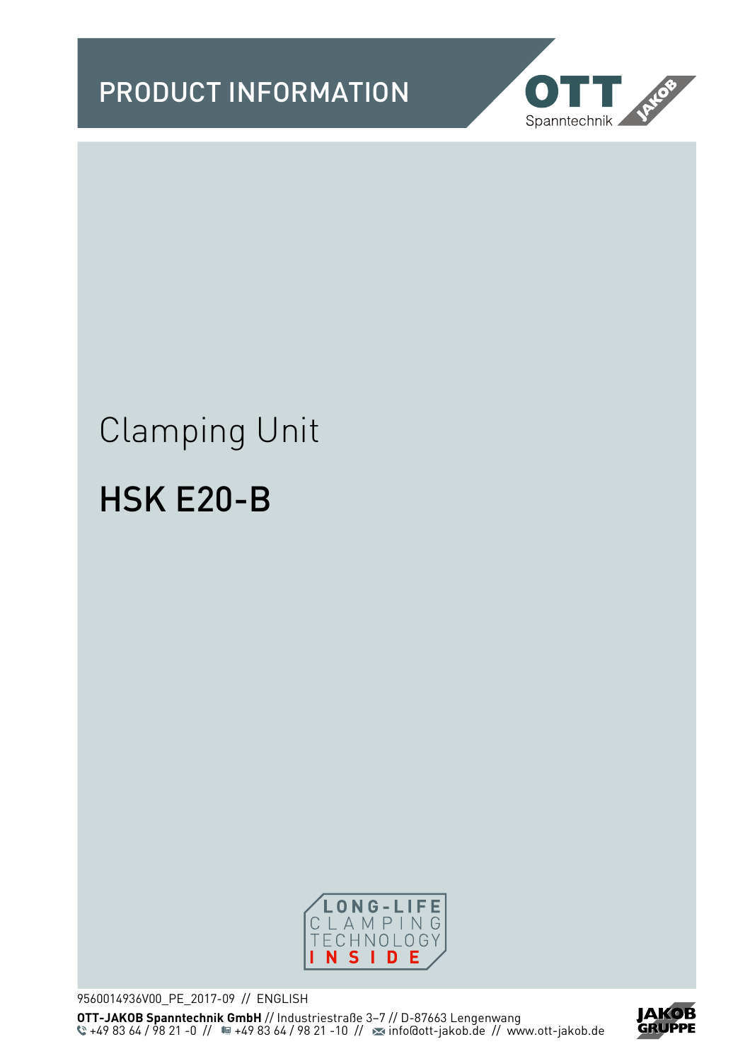PRODUCT INFORMATION

# Clamping Unit

## HSK E20-B

LONG-LIFE CLAMPING TECHNOLOGY INSIDE

9560014936V00_PE_2017-09 // ENGLISH

**OTT-JAKOB Spanntechnik GmbH** // Industriestraße 3–7 // D-87663 Lengenwang
+49 83 64 / 98 21 -0 // +49 83 64 / 98 21 -10 // info@ott-jakob.de // www.ott-jakob.de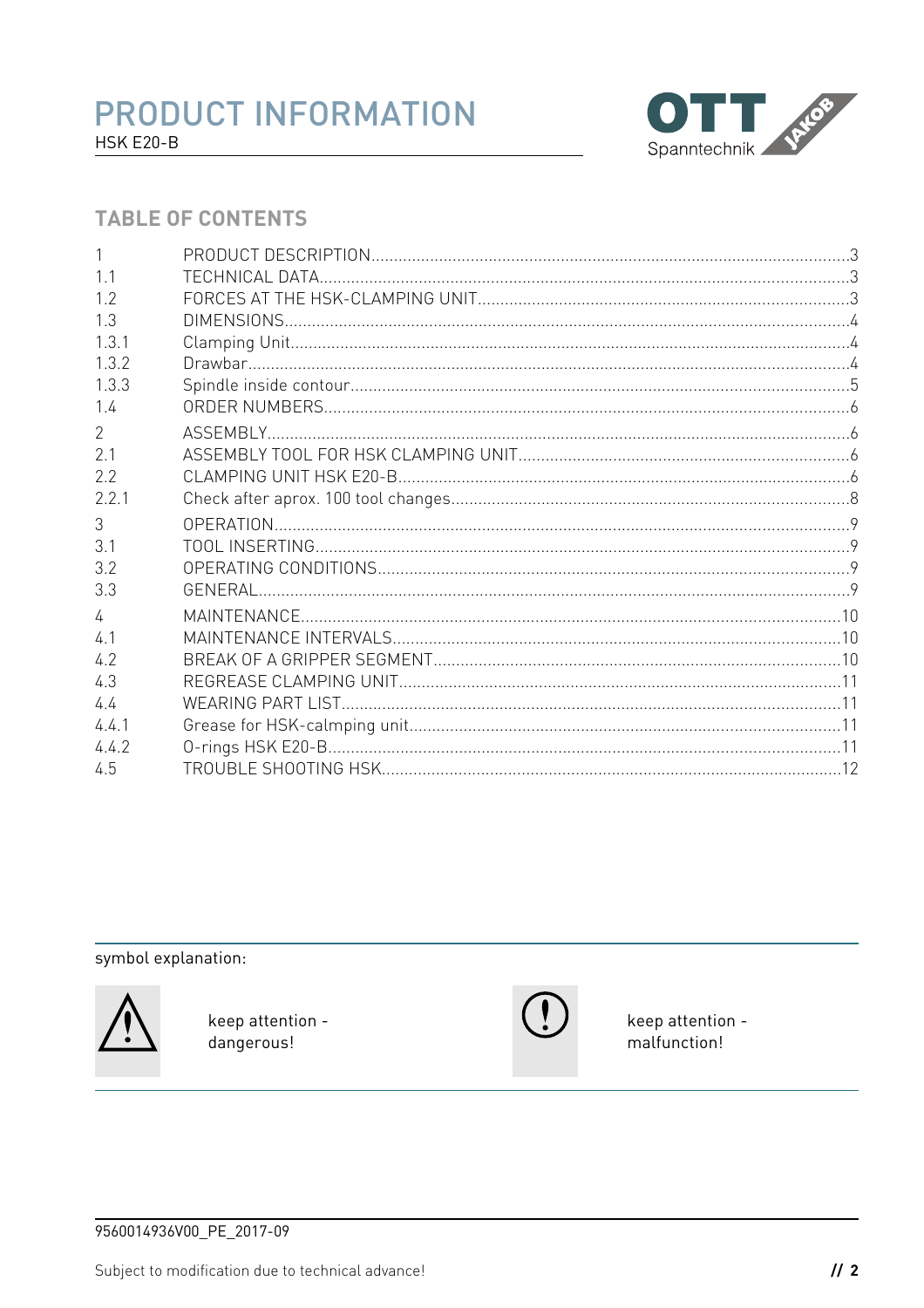# PRODUCT INFORMATION

HSK E20-B

## TABLE OF CONTENTS

| | | |
|---|---|---|
| 1 | PRODUCT DESCRIPTION | 3 |
| 1.1 | TECHNICAL DATA | 3 |
| 1.2 | FORCES AT THE HSK-CLAMPING UNIT | 3 |
| 1.3 | DIMENSIONS | 4 |
| 1.3.1 | Clamping Unit | 4 |
| 1.3.2 | Drawbar | 4 |
| 1.3.3 | Spindle inside contour | 5 |
| 1.4 | ORDER NUMBERS | 6 |
| 2 | ASSEMBLY | 6 |
| 2.1 | ASSEMBLY TOOL FOR HSK CLAMPING UNIT | 6 |
| 2.2 | CLAMPING UNIT HSK E20-B | 6 |
| 2.2.1 | Check after aprox. 100 tool changes | 8 |
| 3 | OPERATION | 9 |
| 3.1 | TOOL INSERTING | 9 |
| 3.2 | OPERATING CONDITIONS | 9 |
| 3.3 | GENERAL | 9 |
| 4 | MAINTENANCE | 10 |
| 4.1 | MAINTENANCE INTERVALS | 10 |
| 4.2 | BREAK OF A GRIPPER SEGMENT | 10 |
| 4.3 | REGREASE CLAMPING UNIT | 11 |
| 4.4 | WEARING PART LIST | 11 |
| 4.4.1 | Grease for HSK-calmping unit | 11 |
| 4.4.2 | O-rings HSK E20-B | 11 |
| 4.5 | TROUBLE SHOOTING HSK | 12 |

symbol explanation:

⚠ keep attention - dangerous!

(!) keep attention - malfunction!

9560014936V00_PE_2017-09

Subject to modification due to technical advance!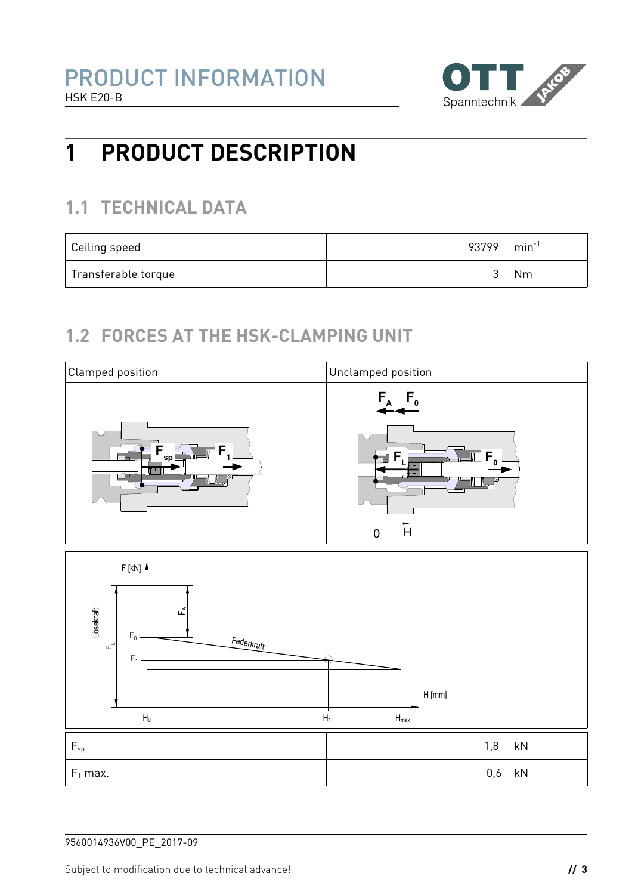# 1 PRODUCT DESCRIPTION

## 1.1 TECHNICAL DATA

| | |
|---|---|
| Ceiling speed | 93799 $min^{-1}$ |
| Transferable torque | 3 Nm |

## 1.2 FORCES AT THE HSK-CLAMPING UNIT

| Clamped position | Unclamped position |
|---|---|

| | |
|---|---|
| $F_{sp}$ | 1,8 kN |
| $F_1$ max. | 0,6 kN |

9560014936V00_PE_2017-09

Subject to modification due to technical advance!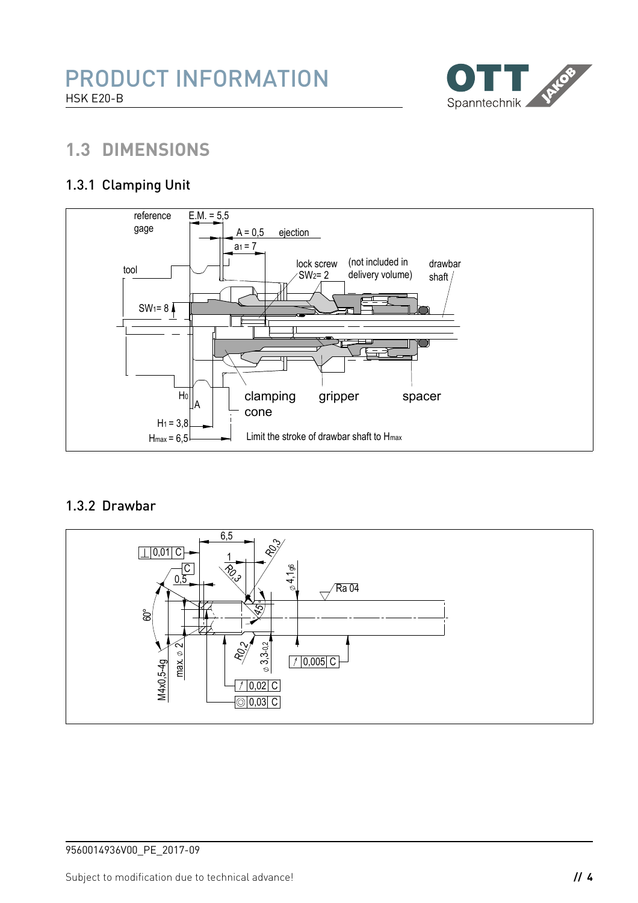## 1.3 DIMENSIONS

### 1.3.1 Clamping Unit

reference gage

E.M. = 5,5

A = 0,5 ejection

$a_1$ = 7

tool

lock screw $SW_2$ = 2

(not included in delivery volume)

drawbar shaft

$SW_1$ = 8

$H_0$

A

clamping cone

gripper

spacer

$H_1$ = 3,8

$H_{max}$ = 6,5

Limit the stroke of drawbar shaft to $H_{max}$

### 1.3.2 Drawbar

6,5

1

R0,3

R0,3

⊥ 0,01 C

C

0,5

$\varnothing$ 4,1 g6

Ra 04

60°

45°

M4x0,5-4g

max. $\varnothing$ 2

R0,2

$\varnothing$ 3,3-0,2

↗ 0,005 C

↗ 0,02 C

◎ 0,03 C

9560014936V00_PE_2017-09

Subject to modification due to technical advance!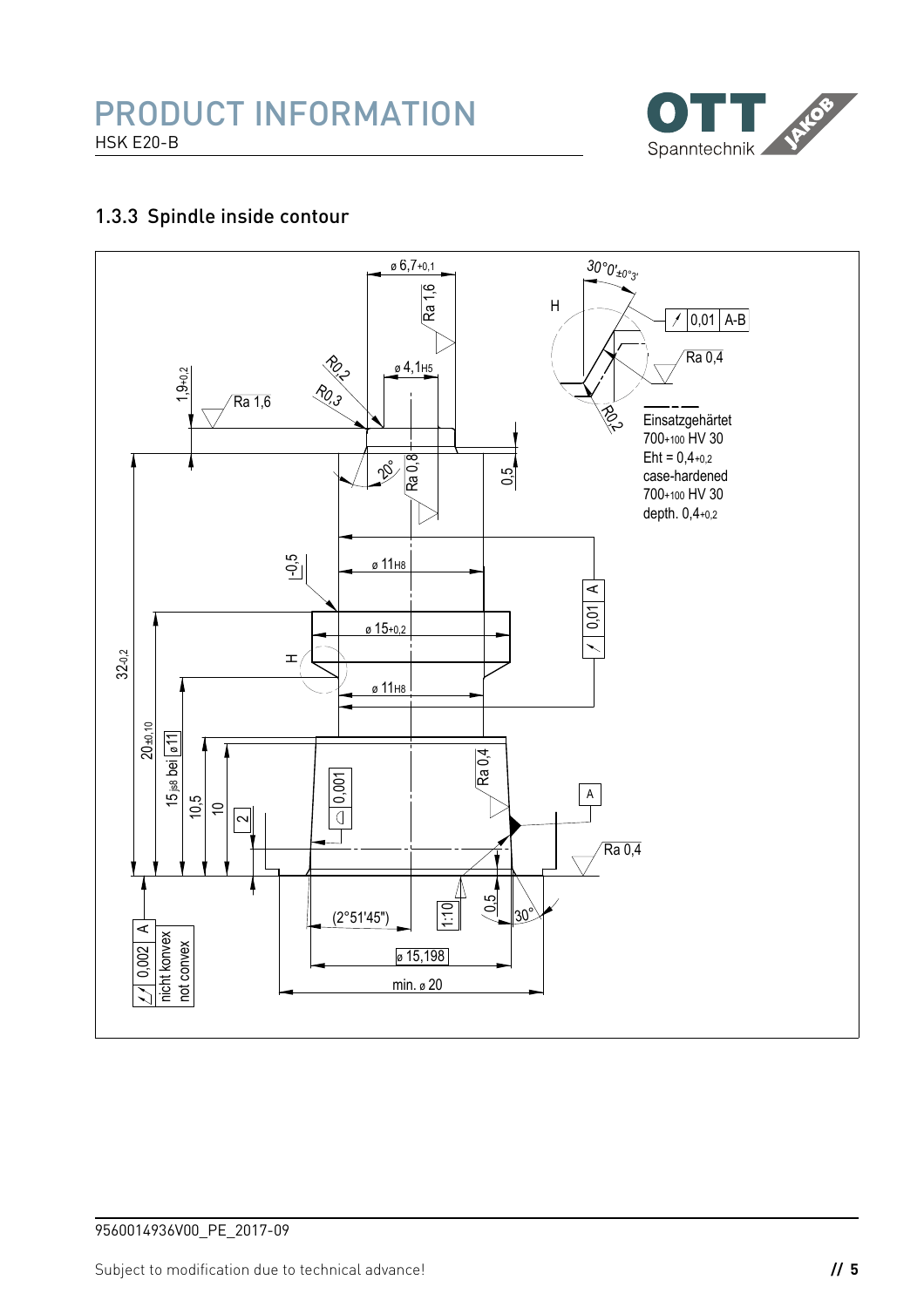## 1.3.3 Spindle inside contour

ø 6,7+0,1

Ra 1,6

30°0'±0°3'

H

0,01 A-B

Ra 0,4

R0,2

ø 4,1H5

R0,3

1,9+0,2

Ra 1,6

R0,2

Einsatzgehärtet
700+100 HV 30
Eht = 0,4+0,2
case-hardened
700+100 HV 30
depth. 0,4+0,2

20°

Ra 0,8

0,5

-0,5

ø 11H8

0,01 A

ø 15+0,2

H

32-0,2

ø 11H8

20±0,10

15js8 bei ø11

10,5

10

2

0,001

Ra 0,4

A

Ra 0,4

0,002 A
nicht konvex
not convex

(2°51'45")

1:10

0,5

30°

ø 15,198

min. ø 20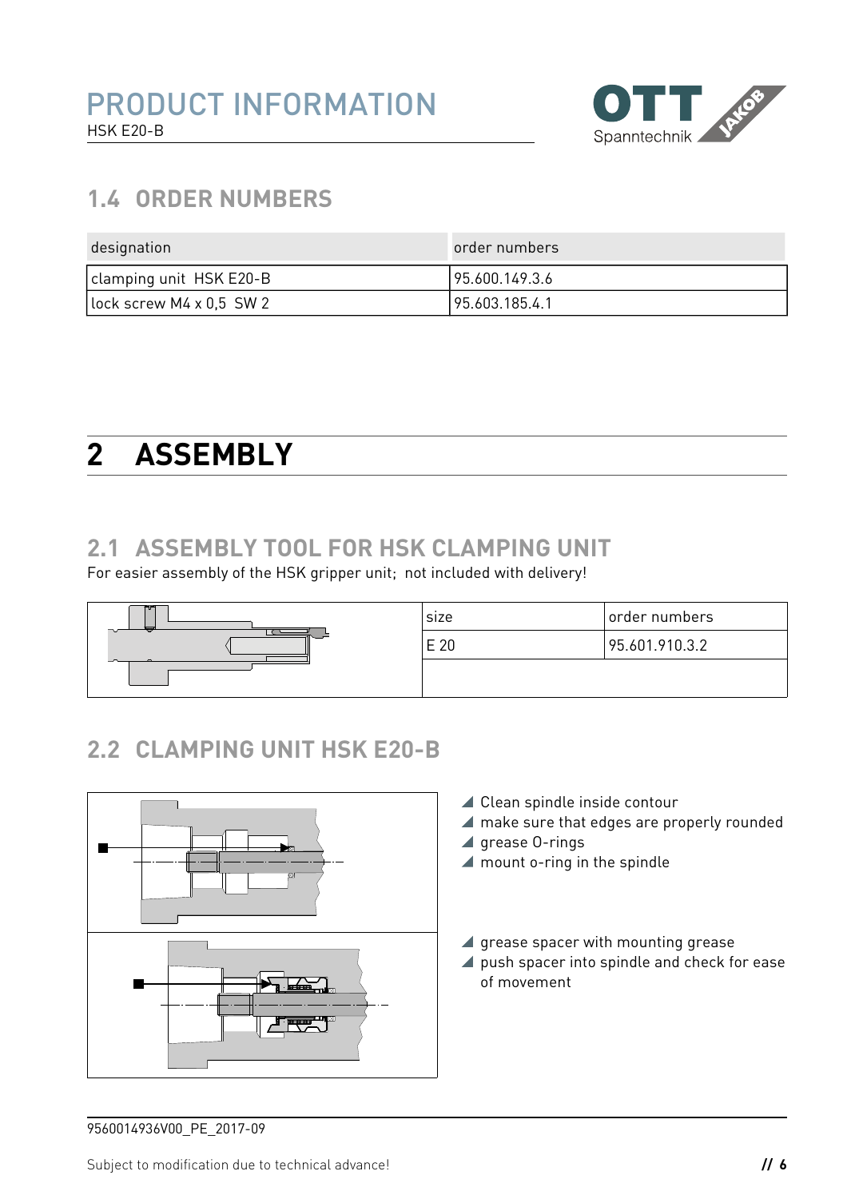## 1.4 ORDER NUMBERS

| designation | order numbers |
|---|---|
| clamping unit HSK E20-B | 95.600.149.3.6 |
| lock screw M4 x 0,5 SW 2 | 95.603.185.4.1 |

# 2 ASSEMBLY

## 2.1 ASSEMBLY TOOL FOR HSK CLAMPING UNIT

For easier assembly of the HSK gripper unit; not included with delivery!

| size | order numbers |
|---|---|
| E 20 | 95.601.910.3.2 |

## 2.2 CLAMPING UNIT HSK E20-B

- Clean spindle inside contour
- make sure that edges are properly rounded
- grease O-rings
- mount o-ring in the spindle

- grease spacer with mounting grease
- push spacer into spindle and check for ease of movement

9560014936V00_PE_2017-09

Subject to modification due to technical advance!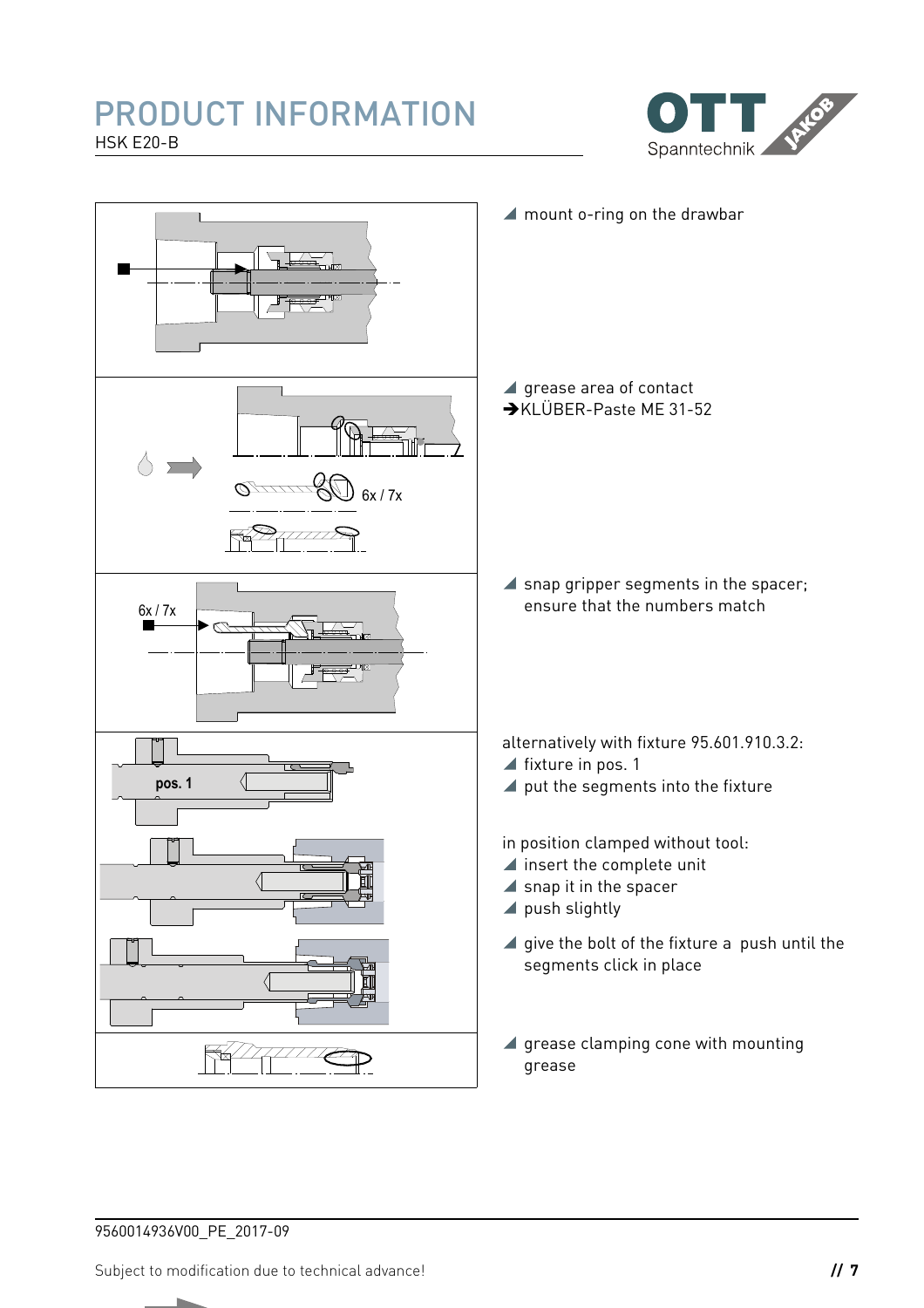# PRODUCT INFORMATION

HSK E20-B

- mount o-ring on the drawbar

- grease area of contact
  ➔KLÜBER-Paste ME 31-52

6x / 7x

- snap gripper segments in the spacer; ensure that the numbers match

6x / 7x

pos. 1

alternatively with fixture 95.601.910.3.2:

- fixture in pos. 1
- put the segments into the fixture

in position clamped without tool:

- insert the complete unit
- snap it in the spacer
- push slightly

- give the bolt of the fixture a  push until the segments click in place

- grease clamping cone with mounting grease

9560014936V00_PE_2017-09

Subject to modification due to technical advance!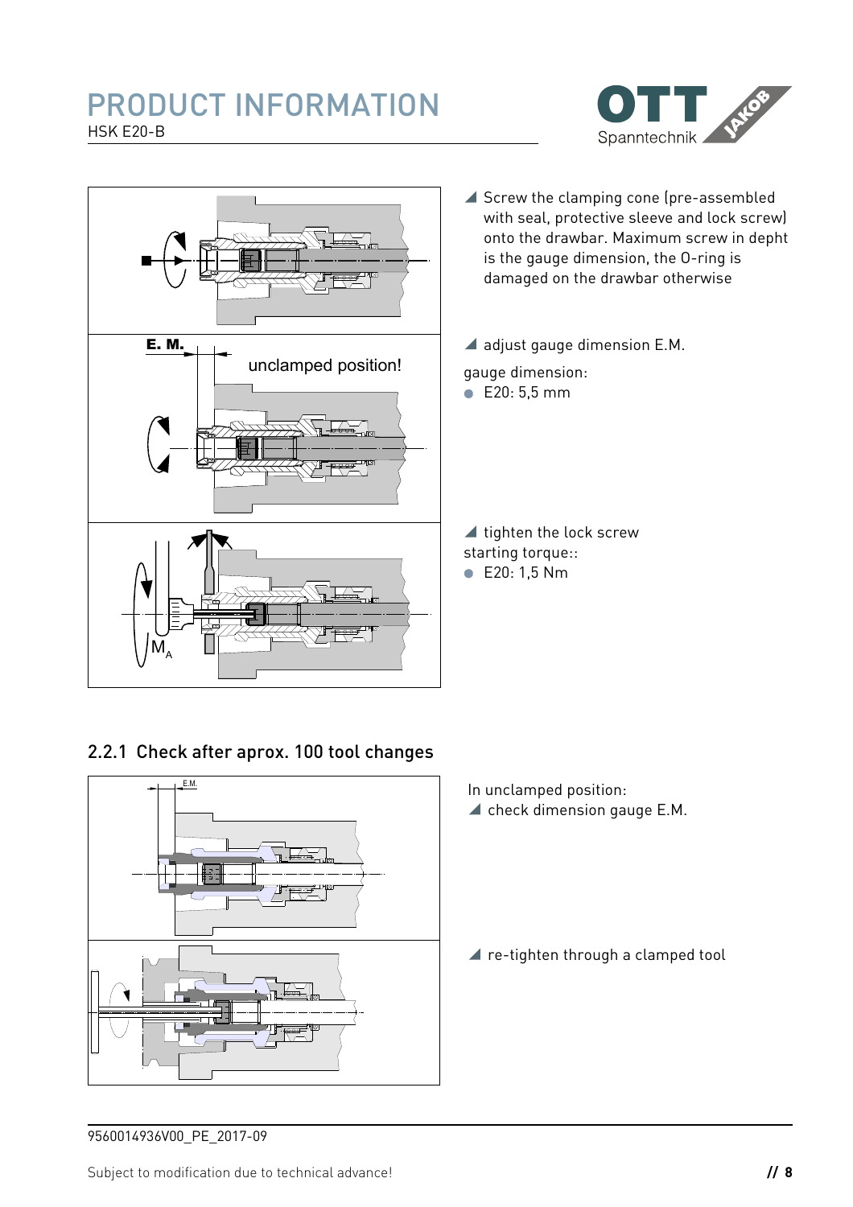- Screw the clamping cone (pre-assembled with seal, protective sleeve and lock screw) onto the drawbar. Maximum screw in depht is the gauge dimension, the O-ring is damaged on the drawbar otherwise

- adjust gauge dimension E.M.

gauge dimension:

- E20: 5,5 mm

- tighten the lock screw

starting torque::

- E20: 1,5 Nm

### 2.2.1 Check after aprox. 100 tool changes

In unclamped position:

- check dimension gauge E.M.

- re-tighten through a clamped tool

9560014936V00_PE_2017-09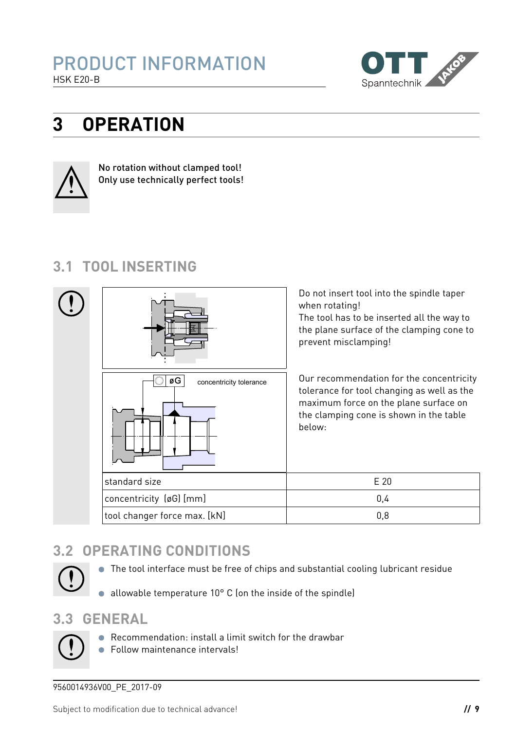# 3 OPERATION

**No rotation without clamped tool!**
**Only use technically perfect tools!**

## 3.1 TOOL INSERTING

Do not insert tool into the spindle taper when rotating!
The tool has to be inserted all the way to the plane surface of the clamping cone to prevent misclamping!

øG concentricity tolerance

Our recommendation for the concentricity tolerance for tool changing as well as the maximum force on the plane surface on the clamping cone is shown in the table below:

| standard size | E 20 |
| --- | --- |
| concentricity (øG) [mm] | 0,4 |
| tool changer force max. [kN] | 0,8 |

## 3.2 OPERATING CONDITIONS

- The tool interface must be free of chips and substantial cooling lubricant residue
- allowable temperature 10° C (on the inside of the spindle)

## 3.3 GENERAL

- Recommendation: install a limit switch for the drawbar
- Follow maintenance intervals!

9560014936V00_PE_2017-09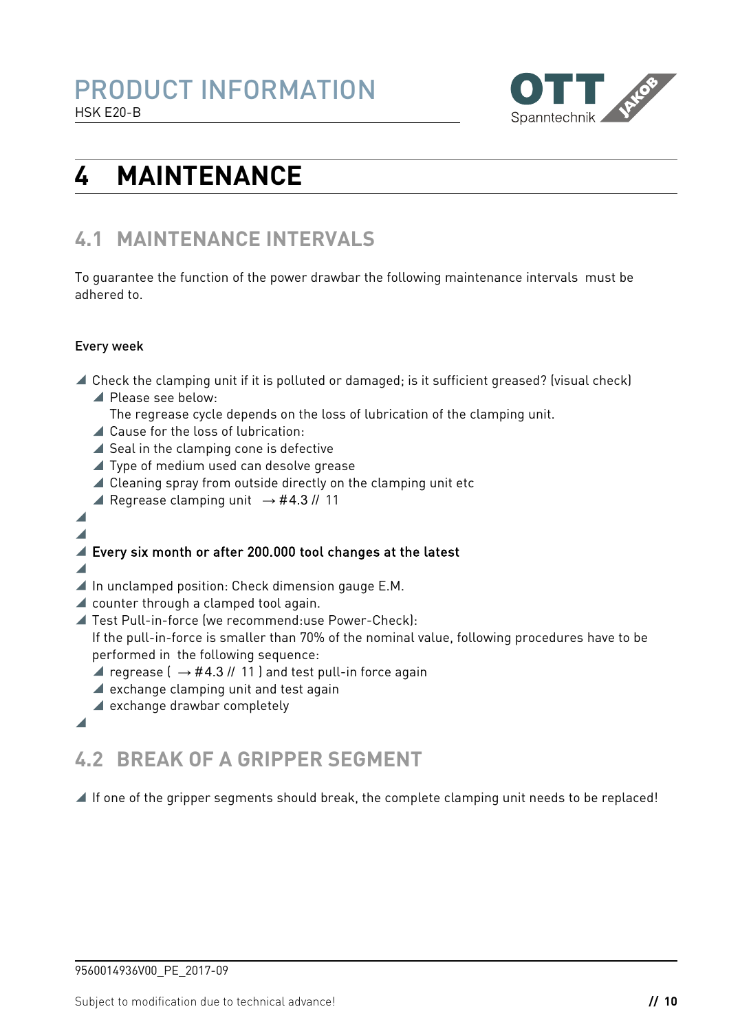# 4 MAINTENANCE

## 4.1 MAINTENANCE INTERVALS

To guarantee the function of the power drawbar the following maintenance intervals must be adhered to.

Every week

- Check the clamping unit if it is polluted or damaged; is it sufficient greased? (visual check)
  - Please see below:
    The regrease cycle depends on the loss of lubrication of the clamping unit.
  - Cause for the loss of lubrication:
  - Seal in the clamping cone is defective
  - Type of medium used can desolve grease
  - Cleaning spray from outside directly on the clamping unit etc
  - Regrease clamping unit → #4.3 // 11

**Every six month or after 200.000 tool changes at the latest**

- In unclamped position: Check dimension gauge E.M.
- counter through a clamped tool again.
- Test Pull-in-force (we recommend:use Power-Check):
  If the pull-in-force is smaller than 70% of the nominal value, following procedures have to be performed in the following sequence:
  - regrease ( → #4.3 // 11 ) and test pull-in force again
  - exchange clamping unit and test again
  - exchange drawbar completely

## 4.2 BREAK OF A GRIPPER SEGMENT

- If one of the gripper segments should break, the complete clamping unit needs to be replaced!

9560014936V00_PE_2017-09

Subject to modification due to technical advance!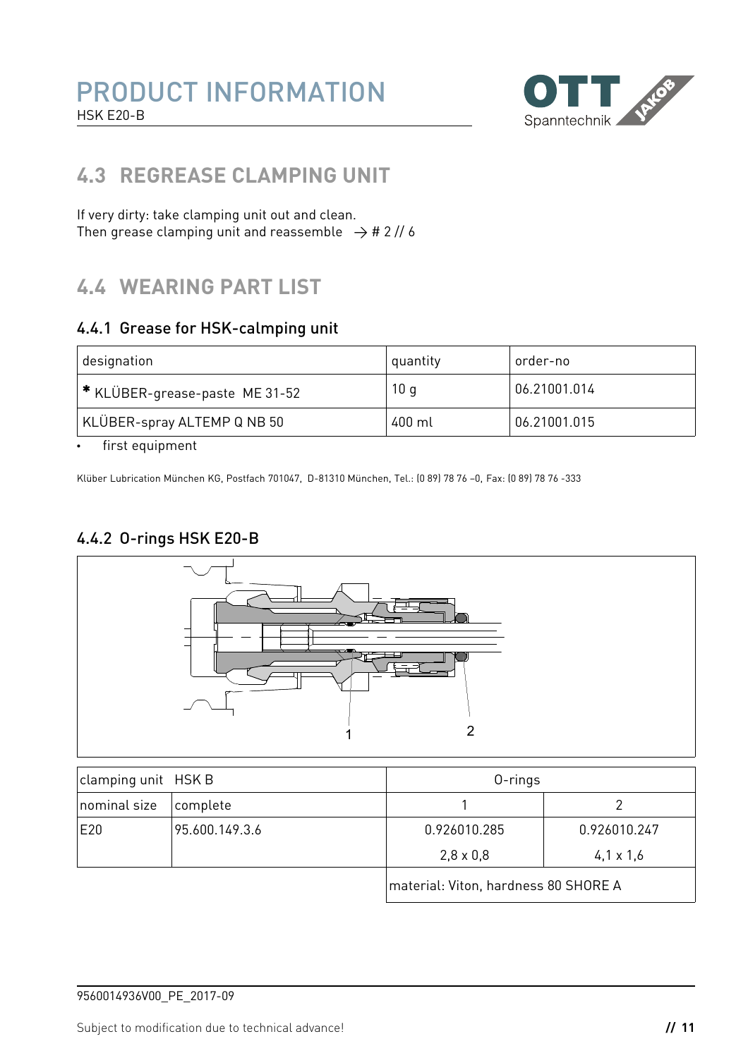## 4.3 REGREASE CLAMPING UNIT

If very dirty: take clamping unit out and clean.
Then grease clamping unit and reassemble → # 2 // 6

## 4.4 WEARING PART LIST

### 4.4.1 Grease for HSK-calmping unit

| designation | quantity | order-no |
|---|---|---|
| * KLÜBER-grease-paste ME 31-52 | 10 g | 06.21001.014 |
| KLÜBER-spray ALTEMP Q NB 50 | 400 ml | 06.21001.015 |

- first equipment

Klüber Lubrication München KG, Postfach 701047, D-81310 München, Tel.: (0 89) 78 76 –0, Fax: (0 89) 78 76 -333

### 4.4.2 O-rings HSK E20-B

1

2

| clamping unit HSK B | | O-rings | |
|---|---|---|---|
| nominal size | complete | 1 | 2 |
| E20 | 95.600.149.3.6 | 0.926010.285<br>2,8 x 0,8 | 0.926010.247<br>4,1 x 1,6 |
| | | material: Viton, hardness 80 SHORE A | |

9560014936V00_PE_2017-09

Subject to modification due to technical advance!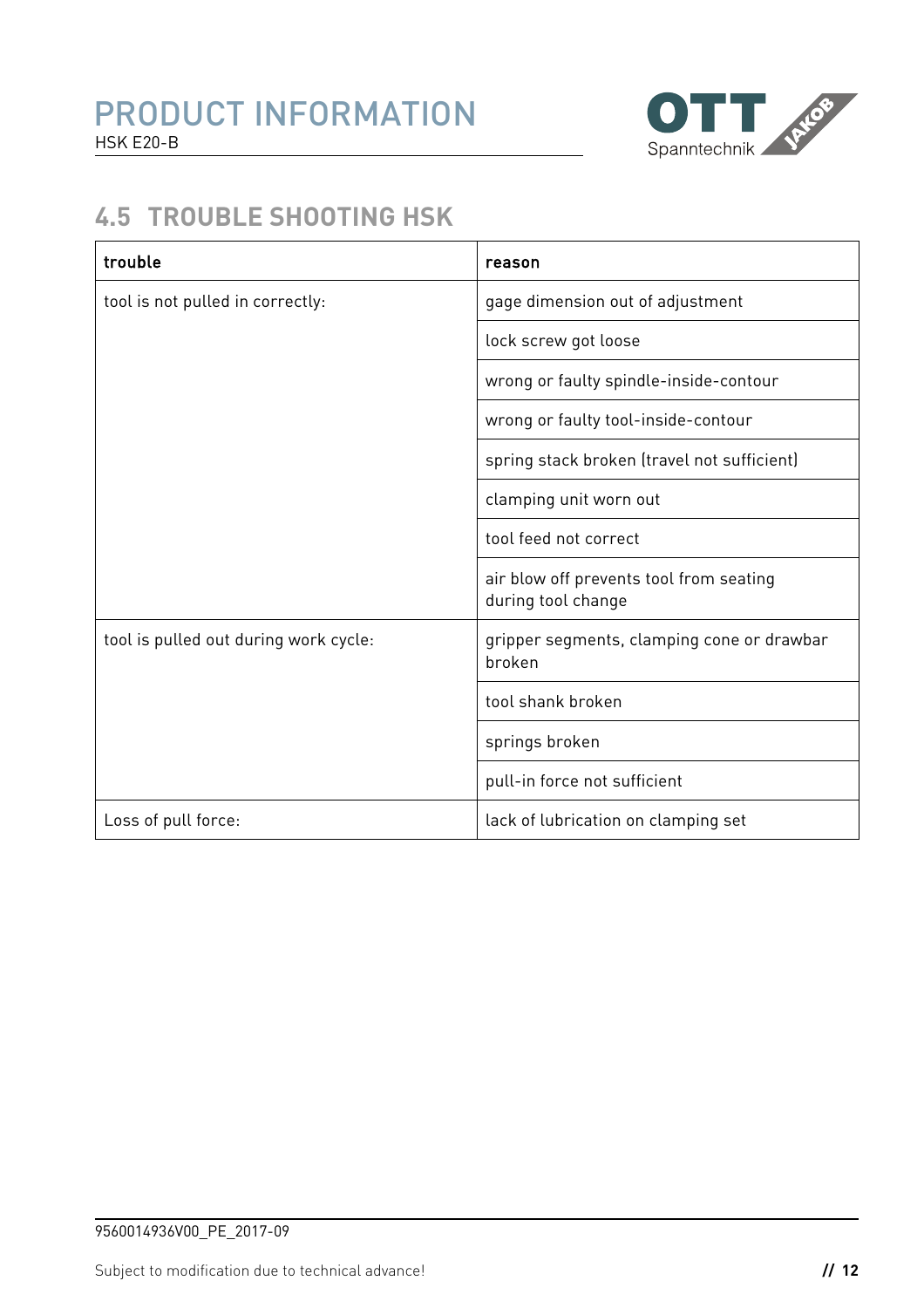## 4.5 TROUBLE SHOOTING HSK

| trouble | reason |
|---|---|
| tool is not pulled in correctly: | gage dimension out of adjustment |
| | lock screw got loose |
| | wrong or faulty spindle-inside-contour |
| | wrong or faulty tool-inside-contour |
| | spring stack broken (travel not sufficient) |
| | clamping unit worn out |
| | tool feed not correct |
| | air blow off prevents tool from seating during tool change |
| tool is pulled out during work cycle: | gripper segments, clamping cone or drawbar broken |
| | tool shank broken |
| | springs broken |
| | pull-in force not sufficient |
| Loss of pull force: | lack of lubrication on clamping set |

9560014936V00_PE_2017-09

Subject to modification due to technical advance!